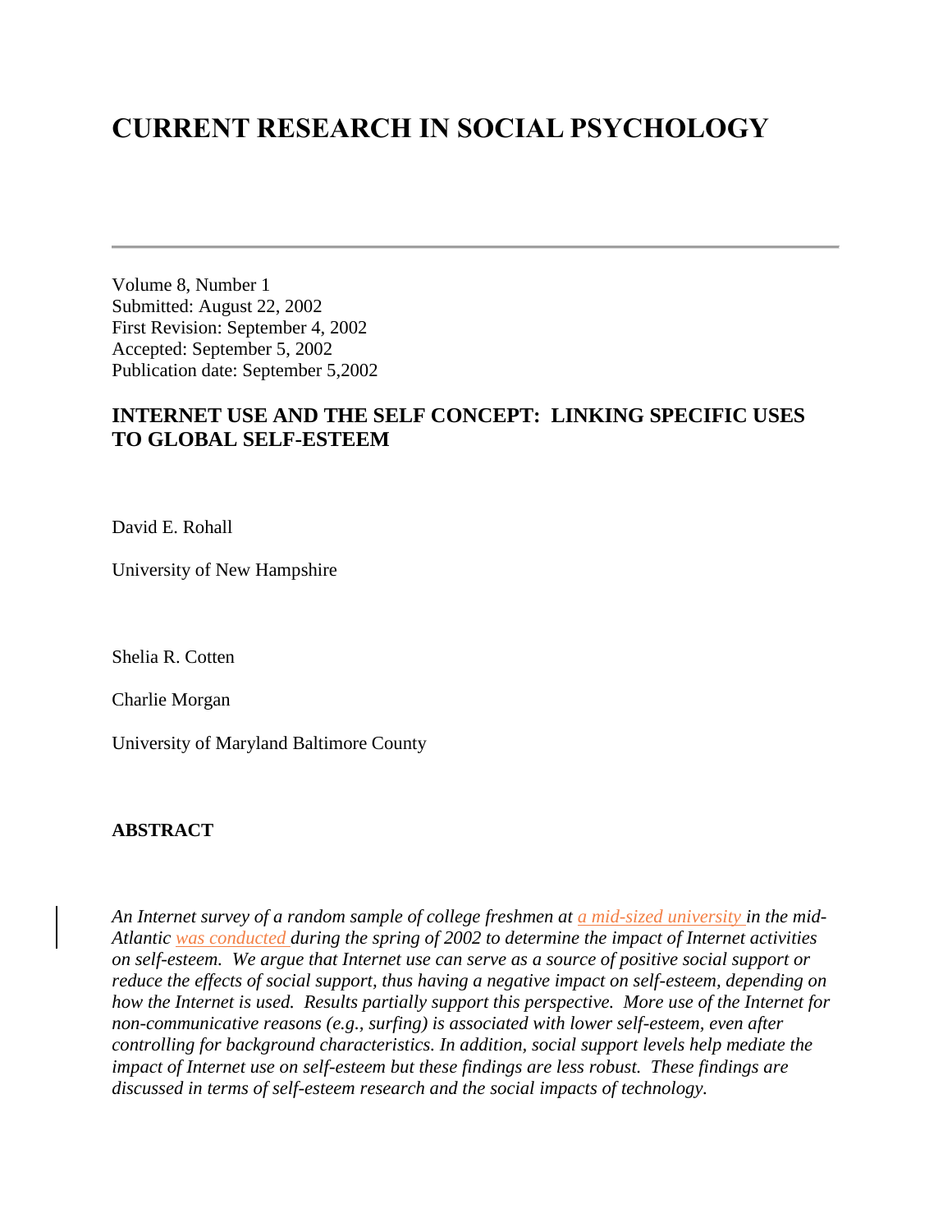# CURRENT RESEARCH IN SOCIAL PSYCHOLOGY

---

Volume 8, Number 1
Submitted: August 22, 2002
First Revision: September 4, 2002
Accepted: September 5, 2002
Publication date: September 5,2002

## INTERNET USE AND THE SELF CONCEPT: LINKING SPECIFIC USES TO GLOBAL SELF-ESTEEM

David E. Rohall

University of New Hampshire

Shelia R. Cotten

Charlie Morgan

University of Maryland Baltimore County

### ABSTRACT

*An Internet survey of a random sample of college freshmen at a mid-sized university in the mid-Atlantic was conducted during the spring of 2002 to determine the impact of Internet activities on self-esteem. We argue that Internet use can serve as a source of positive social support or reduce the effects of social support, thus having a negative impact on self-esteem, depending on how the Internet is used. Results partially support this perspective. More use of the Internet for non-communicative reasons (e.g., surfing) is associated with lower self-esteem, even after controlling for background characteristics. In addition, social support levels help mediate the impact of Internet use on self-esteem but these findings are less robust. These findings are discussed in terms of self-esteem research and the social impacts of technology.*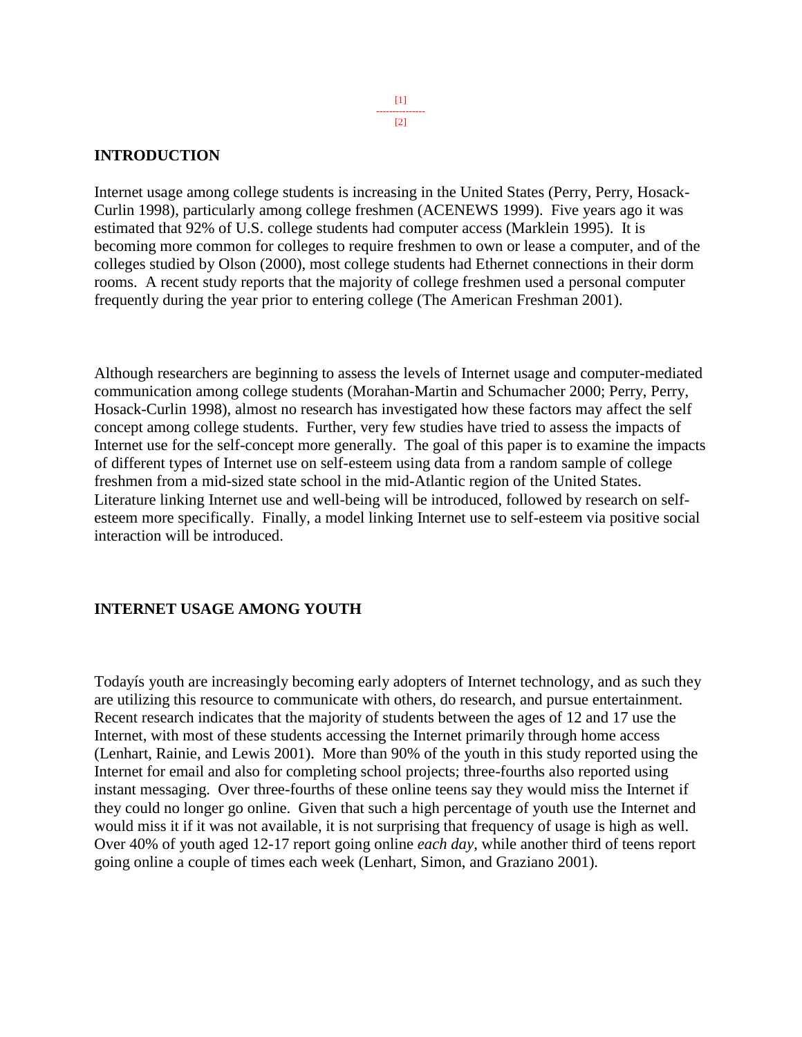[1]

---------------

[2]

## INTRODUCTION

Internet usage among college students is increasing in the United States (Perry, Perry, Hosack-Curlin 1998), particularly among college freshmen (ACENEWS 1999). Five years ago it was estimated that 92% of U.S. college students had computer access (Marklein 1995). It is becoming more common for colleges to require freshmen to own or lease a computer, and of the colleges studied by Olson (2000), most college students had Ethernet connections in their dorm rooms. A recent study reports that the majority of college freshmen used a personal computer frequently during the year prior to entering college (The American Freshman 2001).

Although researchers are beginning to assess the levels of Internet usage and computer-mediated communication among college students (Morahan-Martin and Schumacher 2000; Perry, Perry, Hosack-Curlin 1998), almost no research has investigated how these factors may affect the self concept among college students. Further, very few studies have tried to assess the impacts of Internet use for the self-concept more generally. The goal of this paper is to examine the impacts of different types of Internet use on self-esteem using data from a random sample of college freshmen from a mid-sized state school in the mid-Atlantic region of the United States. Literature linking Internet use and well-being will be introduced, followed by research on self-esteem more specifically. Finally, a model linking Internet use to self-esteem via positive social interaction will be introduced.

## INTERNET USAGE AMONG YOUTH

Todayís youth are increasingly becoming early adopters of Internet technology, and as such they are utilizing this resource to communicate with others, do research, and pursue entertainment. Recent research indicates that the majority of students between the ages of 12 and 17 use the Internet, with most of these students accessing the Internet primarily through home access (Lenhart, Rainie, and Lewis 2001). More than 90% of the youth in this study reported using the Internet for email and also for completing school projects; three-fourths also reported using instant messaging. Over three-fourths of these online teens say they would miss the Internet if they could no longer go online. Given that such a high percentage of youth use the Internet and would miss it if it was not available, it is not surprising that frequency of usage is high as well. Over 40% of youth aged 12-17 report going online *each day*, while another third of teens report going online a couple of times each week (Lenhart, Simon, and Graziano 2001).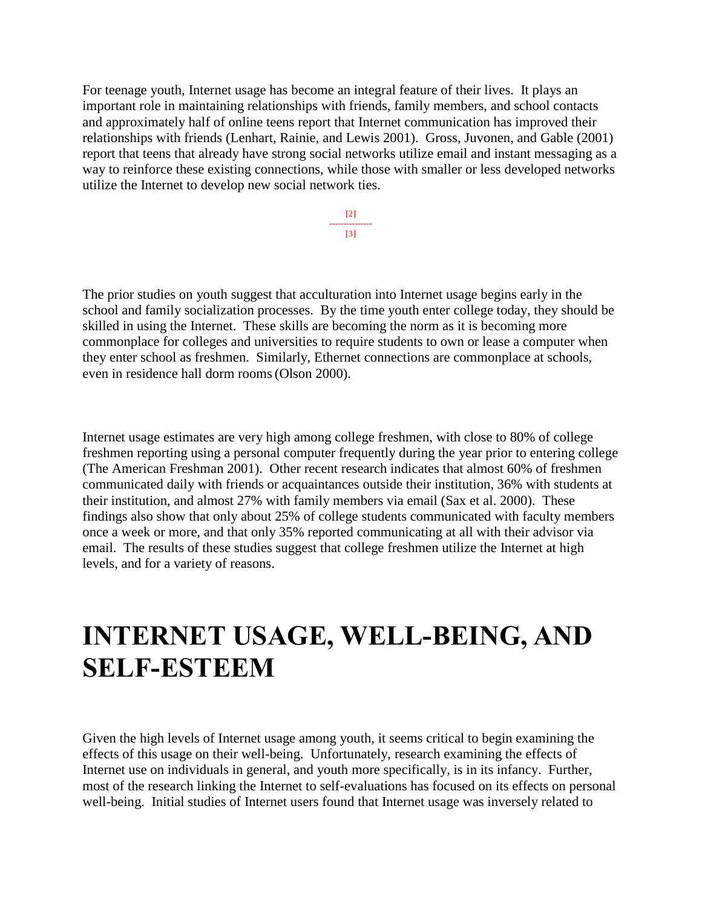For teenage youth, Internet usage has become an integral feature of their lives. It plays an important role in maintaining relationships with friends, family members, and school contacts and approximately half of online teens report that Internet communication has improved their relationships with friends (Lenhart, Rainie, and Lewis 2001). Gross, Juvonen, and Gable (2001) report that teens that already have strong social networks utilize email and instant messaging as a way to reinforce these existing connections, while those with smaller or less developed networks utilize the Internet to develop new social network ties.

The prior studies on youth suggest that acculturation into Internet usage begins early in the school and family socialization processes. By the time youth enter college today, they should be skilled in using the Internet. These skills are becoming the norm as it is becoming more commonplace for colleges and universities to require students to own or lease a computer when they enter school as freshmen. Similarly, Ethernet connections are commonplace at schools, even in residence hall dorm rooms (Olson 2000).

Internet usage estimates are very high among college freshmen, with close to 80% of college freshmen reporting using a personal computer frequently during the year prior to entering college (The American Freshman 2001). Other recent research indicates that almost 60% of freshmen communicated daily with friends or acquaintances outside their institution, 36% with students at their institution, and almost 27% with family members via email (Sax et al. 2000). These findings also show that only about 25% of college students communicated with faculty members once a week or more, and that only 35% reported communicating at all with their advisor via email. The results of these studies suggest that college freshmen utilize the Internet at high levels, and for a variety of reasons.

# INTERNET USAGE, WELL-BEING, AND SELF-ESTEEM

Given the high levels of Internet usage among youth, it seems critical to begin examining the effects of this usage on their well-being. Unfortunately, research examining the effects of Internet use on individuals in general, and youth more specifically, is in its infancy. Further, most of the research linking the Internet to self-evaluations has focused on its effects on personal well-being. Initial studies of Internet users found that Internet usage was inversely related to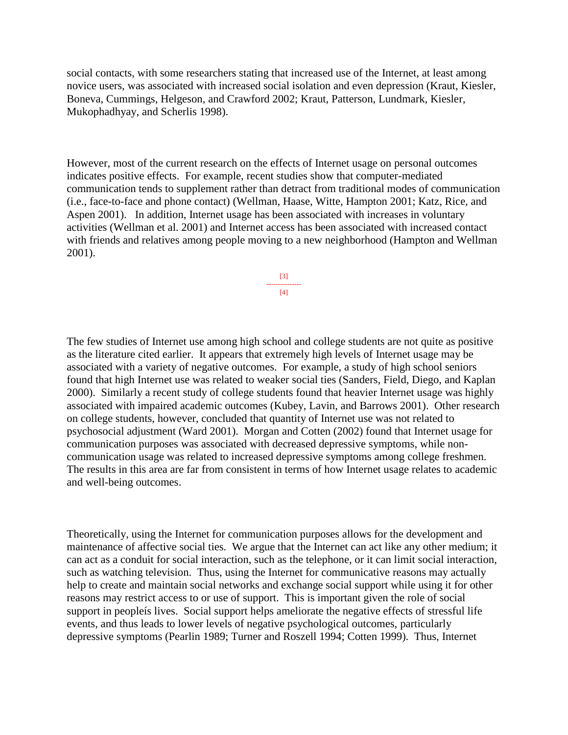social contacts, with some researchers stating that increased use of the Internet, at least among novice users, was associated with increased social isolation and even depression (Kraut, Kiesler, Boneva, Cummings, Helgeson, and Crawford 2002; Kraut, Patterson, Lundmark, Kiesler, Mukophadhyay, and Scherlis 1998).

However, most of the current research on the effects of Internet usage on personal outcomes indicates positive effects. For example, recent studies show that computer-mediated communication tends to supplement rather than detract from traditional modes of communication (i.e., face-to-face and phone contact) (Wellman, Haase, Witte, Hampton 2001; Katz, Rice, and Aspen 2001). In addition, Internet usage has been associated with increases in voluntary activities (Wellman et al. 2001) and Internet access has been associated with increased contact with friends and relatives among people moving to a new neighborhood (Hampton and Wellman 2001).

[3]
---------------
[4]

The few studies of Internet use among high school and college students are not quite as positive as the literature cited earlier. It appears that extremely high levels of Internet usage may be associated with a variety of negative outcomes. For example, a study of high school seniors found that high Internet use was related to weaker social ties (Sanders, Field, Diego, and Kaplan 2000). Similarly a recent study of college students found that heavier Internet usage was highly associated with impaired academic outcomes (Kubey, Lavin, and Barrows 2001). Other research on college students, however, concluded that quantity of Internet use was not related to psychosocial adjustment (Ward 2001). Morgan and Cotten (2002) found that Internet usage for communication purposes was associated with decreased depressive symptoms, while non-communication usage was related to increased depressive symptoms among college freshmen. The results in this area are far from consistent in terms of how Internet usage relates to academic and well-being outcomes.

Theoretically, using the Internet for communication purposes allows for the development and maintenance of affective social ties. We argue that the Internet can act like any other medium; it can act as a conduit for social interaction, such as the telephone, or it can limit social interaction, such as watching television. Thus, using the Internet for communicative reasons may actually help to create and maintain social networks and exchange social support while using it for other reasons may restrict access to or use of support. This is important given the role of social support in peopleís lives. Social support helps ameliorate the negative effects of stressful life events, and thus leads to lower levels of negative psychological outcomes, particularly depressive symptoms (Pearlin 1989; Turner and Roszell 1994; Cotten 1999). Thus, Internet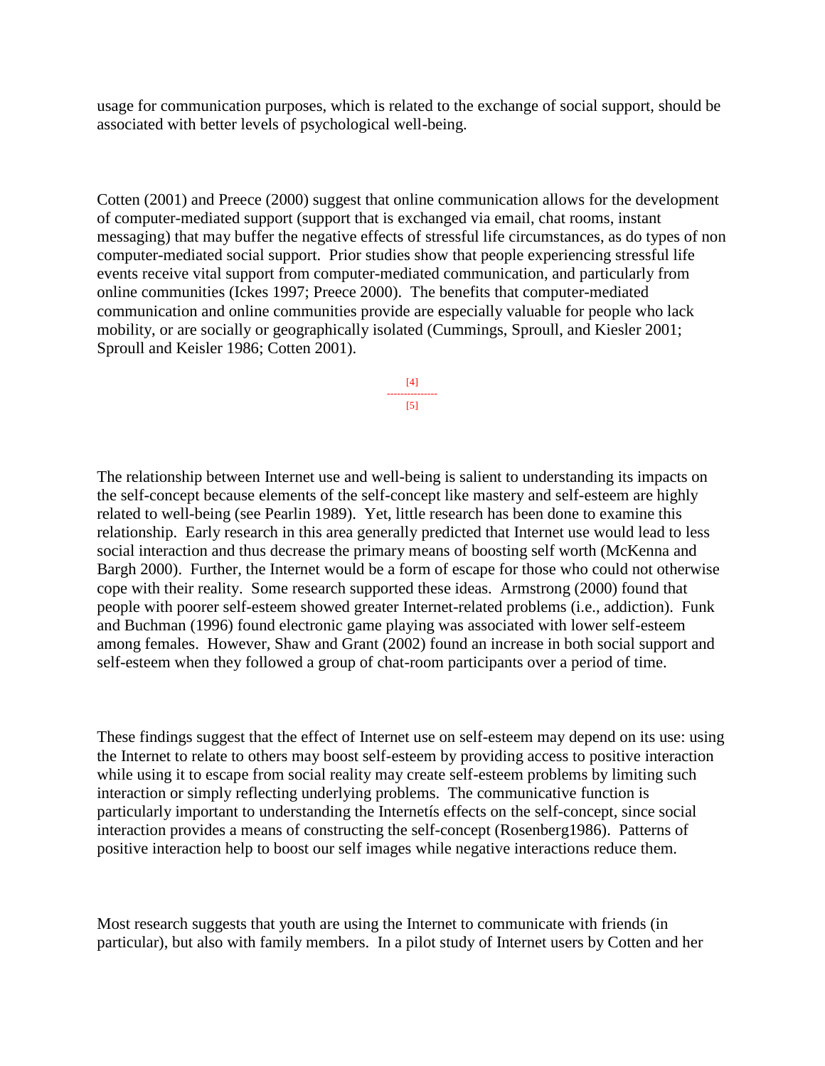usage for communication purposes, which is related to the exchange of social support, should be associated with better levels of psychological well-being.

Cotten (2001) and Preece (2000) suggest that online communication allows for the development of computer-mediated support (support that is exchanged via email, chat rooms, instant messaging) that may buffer the negative effects of stressful life circumstances, as do types of non computer-mediated social support. Prior studies show that people experiencing stressful life events receive vital support from computer-mediated communication, and particularly from online communities (Ickes 1997; Preece 2000). The benefits that computer-mediated communication and online communities provide are especially valuable for people who lack mobility, or are socially or geographically isolated (Cummings, Sproull, and Kiesler 2001; Sproull and Keisler 1986; Cotten 2001).

The relationship between Internet use and well-being is salient to understanding its impacts on the self-concept because elements of the self-concept like mastery and self-esteem are highly related to well-being (see Pearlin 1989). Yet, little research has been done to examine this relationship. Early research in this area generally predicted that Internet use would lead to less social interaction and thus decrease the primary means of boosting self worth (McKenna and Bargh 2000). Further, the Internet would be a form of escape for those who could not otherwise cope with their reality. Some research supported these ideas. Armstrong (2000) found that people with poorer self-esteem showed greater Internet-related problems (i.e., addiction). Funk and Buchman (1996) found electronic game playing was associated with lower self-esteem among females. However, Shaw and Grant (2002) found an increase in both social support and self-esteem when they followed a group of chat-room participants over a period of time.

These findings suggest that the effect of Internet use on self-esteem may depend on its use: using the Internet to relate to others may boost self-esteem by providing access to positive interaction while using it to escape from social reality may create self-esteem problems by limiting such interaction or simply reflecting underlying problems. The communicative function is particularly important to understanding the Internetís effects on the self-concept, since social interaction provides a means of constructing the self-concept (Rosenberg1986). Patterns of positive interaction help to boost our self images while negative interactions reduce them.

Most research suggests that youth are using the Internet to communicate with friends (in particular), but also with family members. In a pilot study of Internet users by Cotten and her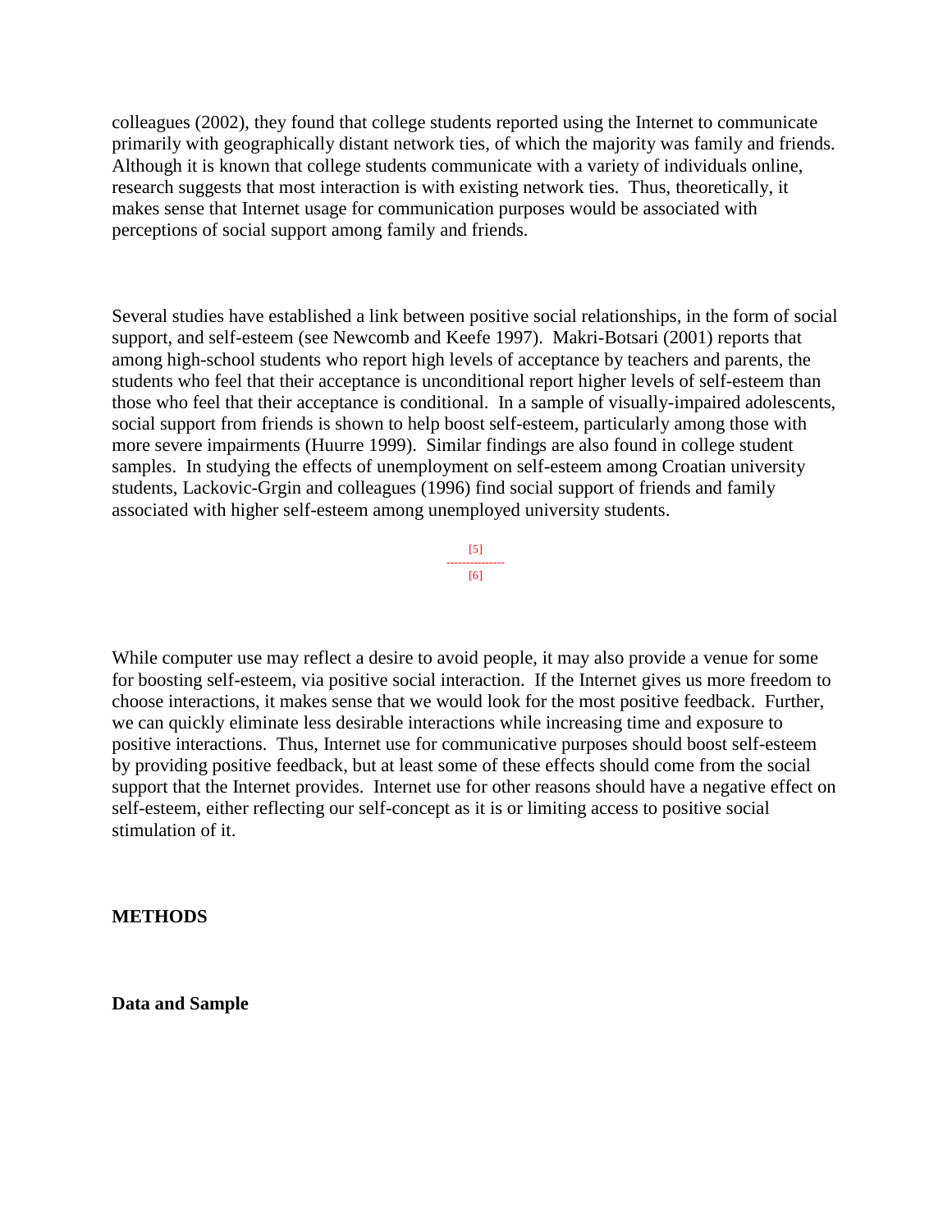colleagues (2002), they found that college students reported using the Internet to communicate primarily with geographically distant network ties, of which the majority was family and friends. Although it is known that college students communicate with a variety of individuals online, research suggests that most interaction is with existing network ties. Thus, theoretically, it makes sense that Internet usage for communication purposes would be associated with perceptions of social support among family and friends.

Several studies have established a link between positive social relationships, in the form of social support, and self-esteem (see Newcomb and Keefe 1997). Makri-Botsari (2001) reports that among high-school students who report high levels of acceptance by teachers and parents, the students who feel that their acceptance is unconditional report higher levels of self-esteem than those who feel that their acceptance is conditional. In a sample of visually-impaired adolescents, social support from friends is shown to help boost self-esteem, particularly among those with more severe impairments (Huurre 1999). Similar findings are also found in college student samples. In studying the effects of unemployment on self-esteem among Croatian university students, Lackovic-Grgin and colleagues (1996) find social support of friends and family associated with higher self-esteem among unemployed university students.

While computer use may reflect a desire to avoid people, it may also provide a venue for some for boosting self-esteem, via positive social interaction. If the Internet gives us more freedom to choose interactions, it makes sense that we would look for the most positive feedback. Further, we can quickly eliminate less desirable interactions while increasing time and exposure to positive interactions. Thus, Internet use for communicative purposes should boost self-esteem by providing positive feedback, but at least some of these effects should come from the social support that the Internet provides. Internet use for other reasons should have a negative effect on self-esteem, either reflecting our self-concept as it is or limiting access to positive social stimulation of it.

## METHODS

### Data and Sample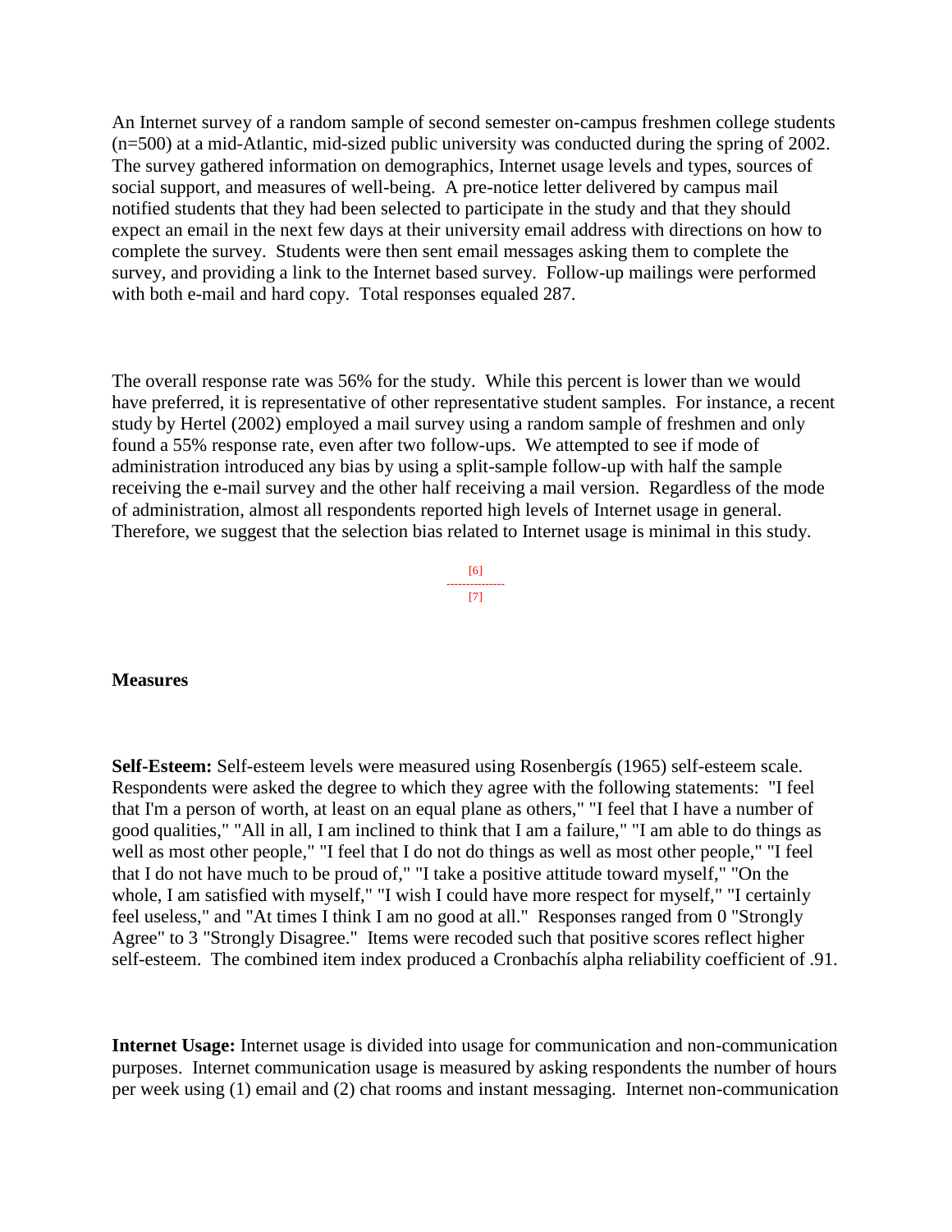An Internet survey of a random sample of second semester on-campus freshmen college students (n=500) at a mid-Atlantic, mid-sized public university was conducted during the spring of 2002. The survey gathered information on demographics, Internet usage levels and types, sources of social support, and measures of well-being. A pre-notice letter delivered by campus mail notified students that they had been selected to participate in the study and that they should expect an email in the next few days at their university email address with directions on how to complete the survey. Students were then sent email messages asking them to complete the survey, and providing a link to the Internet based survey. Follow-up mailings were performed with both e-mail and hard copy. Total responses equaled 287.

The overall response rate was 56% for the study. While this percent is lower than we would have preferred, it is representative of other representative student samples. For instance, a recent study by Hertel (2002) employed a mail survey using a random sample of freshmen and only found a 55% response rate, even after two follow-ups. We attempted to see if mode of administration introduced any bias by using a split-sample follow-up with half the sample receiving the e-mail survey and the other half receiving a mail version. Regardless of the mode of administration, almost all respondents reported high levels of Internet usage in general. Therefore, we suggest that the selection bias related to Internet usage is minimal in this study.

### Measures

**Self-Esteem:** Self-esteem levels were measured using Rosenbergís (1965) self-esteem scale. Respondents were asked the degree to which they agree with the following statements: "I feel that I'm a person of worth, at least on an equal plane as others," "I feel that I have a number of good qualities," "All in all, I am inclined to think that I am a failure," "I am able to do things as well as most other people," "I feel that I do not do things as well as most other people," "I feel that I do not have much to be proud of," "I take a positive attitude toward myself," "On the whole, I am satisfied with myself," "I wish I could have more respect for myself," "I certainly feel useless," and "At times I think I am no good at all." Responses ranged from 0 "Strongly Agree" to 3 "Strongly Disagree." Items were recoded such that positive scores reflect higher self-esteem. The combined item index produced a Cronbachís alpha reliability coefficient of .91.

**Internet Usage:** Internet usage is divided into usage for communication and non-communication purposes. Internet communication usage is measured by asking respondents the number of hours per week using (1) email and (2) chat rooms and instant messaging. Internet non-communication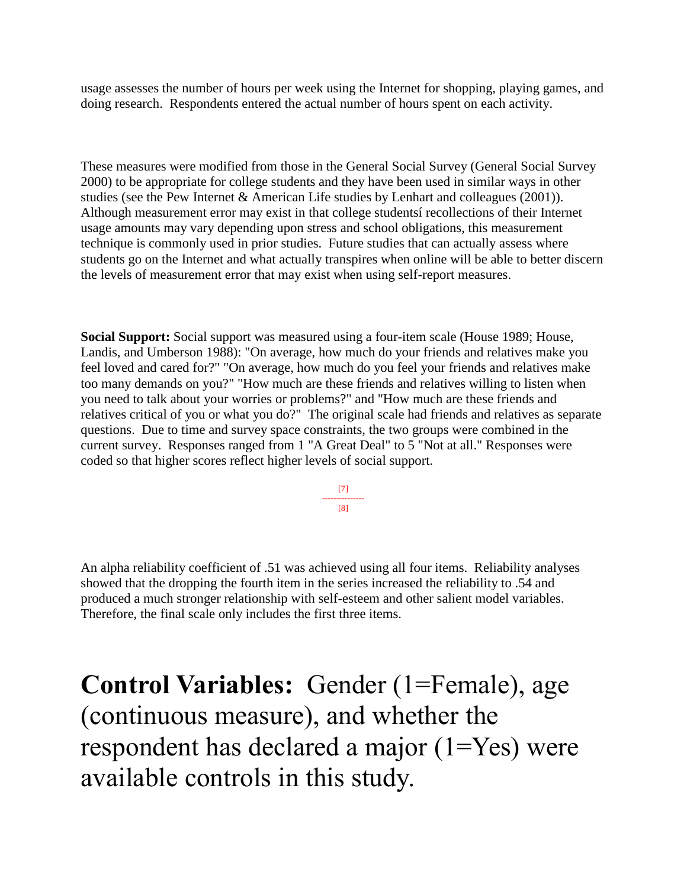usage assesses the number of hours per week using the Internet for shopping, playing games, and doing research.  Respondents entered the actual number of hours spent on each activity.

These measures were modified from those in the General Social Survey (General Social Survey 2000) to be appropriate for college students and they have been used in similar ways in other studies (see the Pew Internet & American Life studies by Lenhart and colleagues (2001)). Although measurement error may exist in that college studentsí recollections of their Internet usage amounts may vary depending upon stress and school obligations, this measurement technique is commonly used in prior studies.  Future studies that can actually assess where students go on the Internet and what actually transpires when online will be able to better discern the levels of measurement error that may exist when using self-report measures.

**Social Support:** Social support was measured using a four-item scale (House 1989; House, Landis, and Umberson 1988): "On average, how much do your friends and relatives make you feel loved and cared for?" "On average, how much do you feel your friends and relatives make too many demands on you?" "How much are these friends and relatives willing to listen when you need to talk about your worries or problems?" and "How much are these friends and relatives critical of you or what you do?"  The original scale had friends and relatives as separate questions.  Due to time and survey space constraints, the two groups were combined in the current survey.  Responses ranged from 1 "A Great Deal" to 5 "Not at all." Responses were coded so that higher scores reflect higher levels of social support.

[7]
---------------
[8]

An alpha reliability coefficient of .51 was achieved using all four items.  Reliability analyses showed that the dropping the fourth item in the series increased the reliability to .54 and produced a much stronger relationship with self-esteem and other salient model variables. Therefore, the final scale only includes the first three items.

**Control Variables:** Gender (1=Female), age (continuous measure), and whether the respondent has declared a major (1=Yes) were available controls in this study.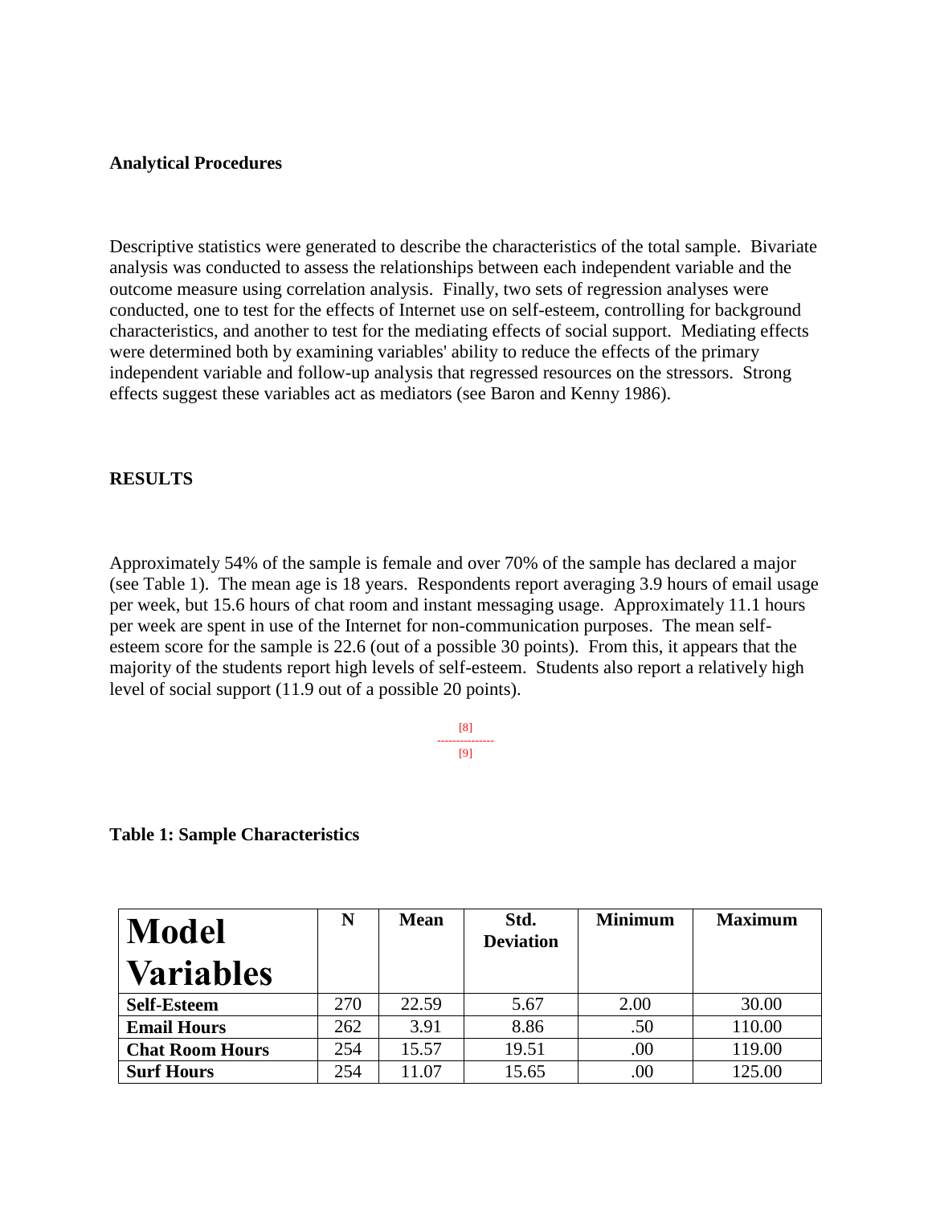**Analytical Procedures**

Descriptive statistics were generated to describe the characteristics of the total sample. Bivariate analysis was conducted to assess the relationships between each independent variable and the outcome measure using correlation analysis. Finally, two sets of regression analyses were conducted, one to test for the effects of Internet use on self-esteem, controlling for background characteristics, and another to test for the mediating effects of social support. Mediating effects were determined both by examining variables' ability to reduce the effects of the primary independent variable and follow-up analysis that regressed resources on the stressors. Strong effects suggest these variables act as mediators (see Baron and Kenny 1986).

**RESULTS**

Approximately 54% of the sample is female and over 70% of the sample has declared a major (see Table 1). The mean age is 18 years. Respondents report averaging 3.9 hours of email usage per week, but 15.6 hours of chat room and instant messaging usage. Approximately 11.1 hours per week are spent in use of the Internet for non-communication purposes. The mean self-esteem score for the sample is 22.6 (out of a possible 30 points). From this, it appears that the majority of the students report high levels of self-esteem. Students also report a relatively high level of social support (11.9 out of a possible 20 points).

[8]
---------------
[9]

**Table 1: Sample Characteristics**

| Model Variables | N | Mean | Std. Deviation | Minimum | Maximum |
|---|---|---|---|---|---|
| **Self-Esteem** | 270 | 22.59 | 5.67 | 2.00 | 30.00 |
| **Email Hours** | 262 | 3.91 | 8.86 | .50 | 110.00 |
| **Chat Room Hours** | 254 | 15.57 | 19.51 | .00 | 119.00 |
| **Surf Hours** | 254 | 11.07 | 15.65 | .00 | 125.00 |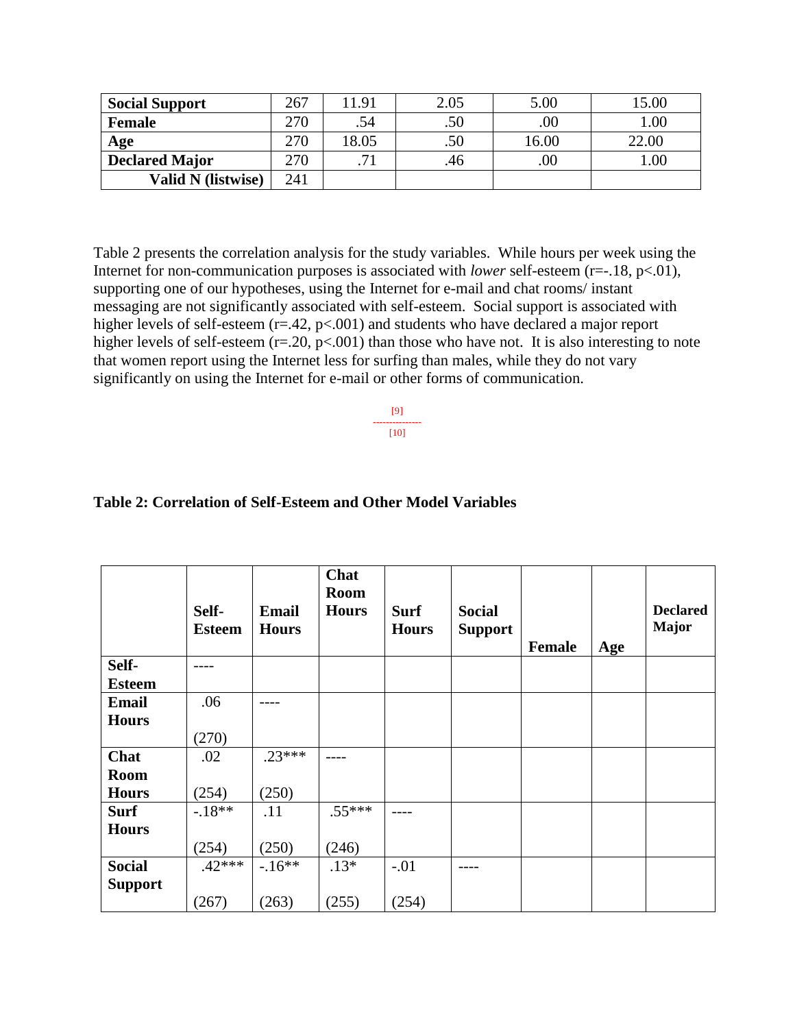| Social Support | 267 | 11.91 | 2.05 | 5.00 | 15.00 |
|---|---|---|---|---|---|
| Female | 270 | .54 | .50 | .00 | 1.00 |
| Age | 270 | 18.05 | .50 | 16.00 | 22.00 |
| Declared Major | 270 | .71 | .46 | .00 | 1.00 |
| Valid N (listwise) | 241 | | | | |

Table 2 presents the correlation analysis for the study variables. While hours per week using the Internet for non-communication purposes is associated with *lower* self-esteem (r=-.18, p<.01), supporting one of our hypotheses, using the Internet for e-mail and chat rooms/ instant messaging are not significantly associated with self-esteem. Social support is associated with higher levels of self-esteem (r=.42, p<.001) and students who have declared a major report higher levels of self-esteem (r=.20, p<.001) than those who have not. It is also interesting to note that women report using the Internet less for surfing than males, while they do not vary significantly on using the Internet for e-mail or other forms of communication.

[9]
--------------
[10]

**Table 2: Correlation of Self-Esteem and Other Model Variables**

| | Self-Esteem | Email Hours | Chat Room Hours | Surf Hours | Social Support | Female | Age | Declared Major |
|---|---|---|---|---|---|---|---|---|
| **Self-Esteem** | ---- | | | | | | | |
| **Email Hours** | .06 (270) | ---- | | | | | | |
| **Chat Room Hours** | .02 (254) | .23*** (250) | ---- | | | | | |
| **Surf Hours** | -.18** (254) | .11 (250) | .55*** (246) | ---- | | | | |
| **Social Support** | .42*** (267) | -.16** (263) | .13* (255) | -.01 (254) | ---- | | | |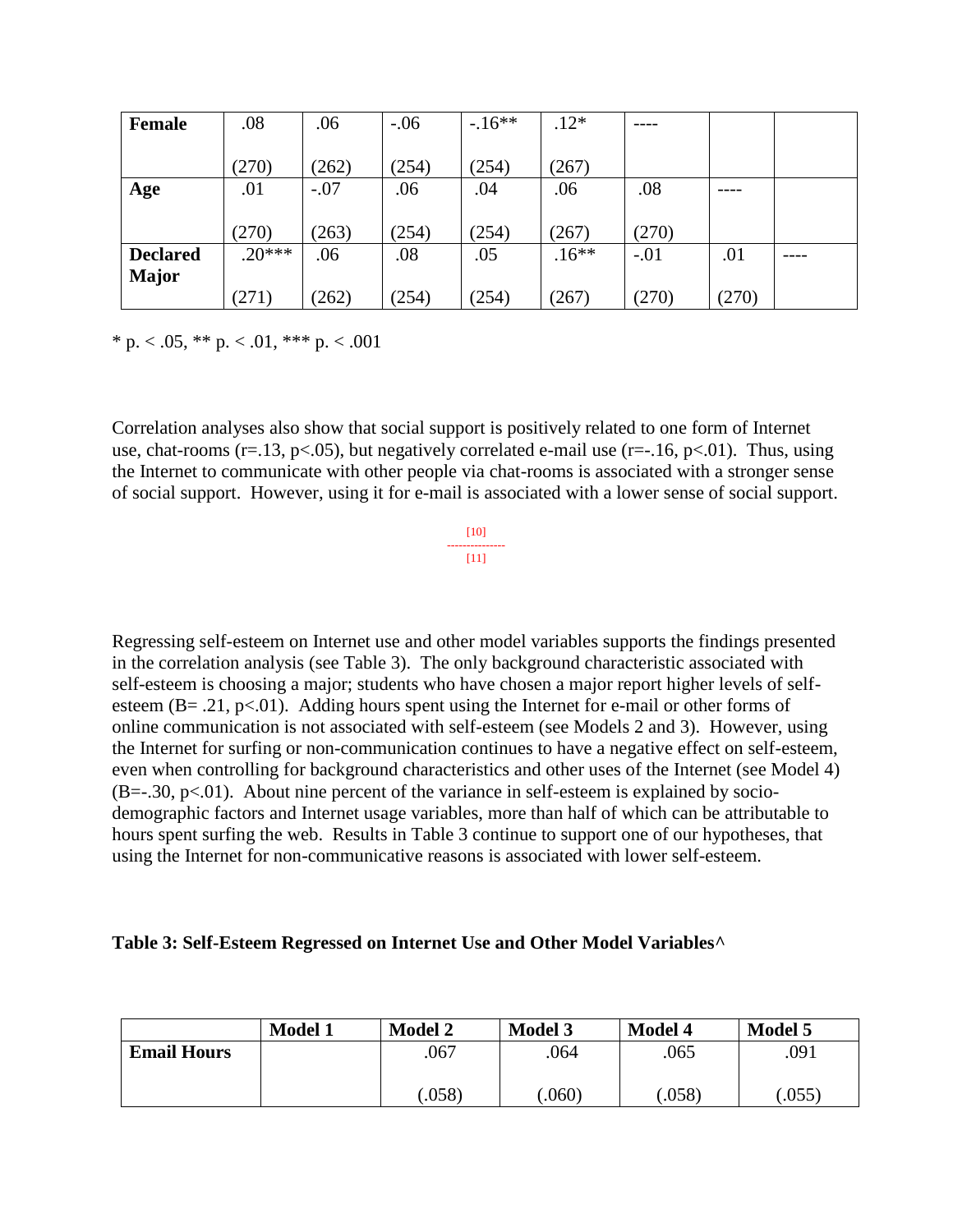| | | | | | | | | |
|---|---|---|---|---|---|---|---|---|
| **Female** | .08<br><br>(270) | .06<br><br>(262) | -.06<br><br>(254) | -.16**<br><br>(254) | .12*<br><br>(267) | ---- | | |
| **Age** | .01<br><br>(270) | -.07<br><br>(263) | .06<br><br>(254) | .04<br><br>(254) | .06<br><br>(267) | .08<br><br>(270) | ---- | |
| **Declared Major** | .20***<br><br>(271) | .06<br><br>(262) | .08<br><br>(254) | .05<br><br>(254) | .16**<br><br>(267) | -.01<br><br>(270) | .01<br><br>(270) | ---- |

* p. < .05, ** p. < .01, *** p. < .001

Correlation analyses also show that social support is positively related to one form of Internet use, chat-rooms (r=.13, p<.05), but negatively correlated e-mail use (r=-.16, p<.01). Thus, using the Internet to communicate with other people via chat-rooms is associated with a stronger sense of social support. However, using it for e-mail is associated with a lower sense of social support.

[10]

[11]

Regressing self-esteem on Internet use and other model variables supports the findings presented in the correlation analysis (see Table 3). The only background characteristic associated with self-esteem is choosing a major; students who have chosen a major report higher levels of self-esteem (B= .21, p<.01). Adding hours spent using the Internet for e-mail or other forms of online communication is not associated with self-esteem (see Models 2 and 3). However, using the Internet for surfing or non-communication continues to have a negative effect on self-esteem, even when controlling for background characteristics and other uses of the Internet (see Model 4) (B=-.30, p<.01). About nine percent of the variance in self-esteem is explained by socio-demographic factors and Internet usage variables, more than half of which can be attributable to hours spent surfing the web. Results in Table 3 continue to support one of our hypotheses, that using the Internet for non-communicative reasons is associated with lower self-esteem.

**Table 3: Self-Esteem Regressed on Internet Use and Other Model Variables^**

| | Model 1 | Model 2 | Model 3 | Model 4 | Model 5 |
|---|---|---|---|---|---|
| **Email Hours** | | .067<br><br>(.058) | .064<br><br>(.060) | .065<br><br>(.058) | .091<br><br>(.055) |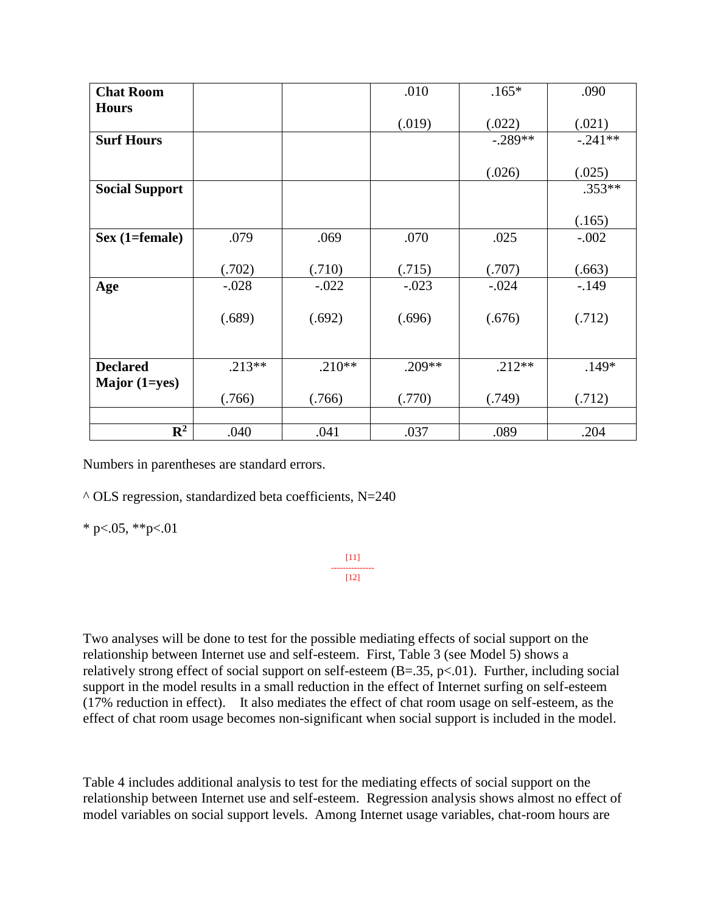| | | | | | |
|---|---|---|---|---|---|
| **Chat Room Hours** | | | .010<br><br>(.019) | .165*<br><br>(.022) | .090<br><br>(.021) |
| **Surf Hours** | | | | -.289**<br><br>(.026) | -.241**<br><br>(.025) |
| **Social Support** | | | | | .353**<br><br>(.165) |
| **Sex (1=female)** | .079<br><br>(.702) | .069<br><br>(.710) | .070<br><br>(.715) | .025<br><br>(.707) | -.002<br><br>(.663) |
| **Age** | -.028<br><br>(.689) | -.022<br><br>(.692) | -.023<br><br>(.696) | -.024<br><br>(.676) | -.149<br><br>(.712) |
| **Declared Major (1=yes)** | .213**<br><br>(.766) | .210**<br><br>(.766) | .209**<br><br>(.770) | .212**<br><br>(.749) | .149*<br><br>(.712) |
| | | | | | |
| $R^2$ | .040 | .041 | .037 | .089 | .204 |

Numbers in parentheses are standard errors.

^ OLS regression, standardized beta coefficients, N=240

* $p<.05$, ** $p<.01$

[11]

[12]

Two analyses will be done to test for the possible mediating effects of social support on the relationship between Internet use and self-esteem. First, Table 3 (see Model 5) shows a relatively strong effect of social support on self-esteem (B=.35, $p<.01$). Further, including social support in the model results in a small reduction in the effect of Internet surfing on self-esteem (17% reduction in effect). It also mediates the effect of chat room usage on self-esteem, as the effect of chat room usage becomes non-significant when social support is included in the model.

Table 4 includes additional analysis to test for the mediating effects of social support on the relationship between Internet use and self-esteem. Regression analysis shows almost no effect of model variables on social support levels. Among Internet usage variables, chat-room hours are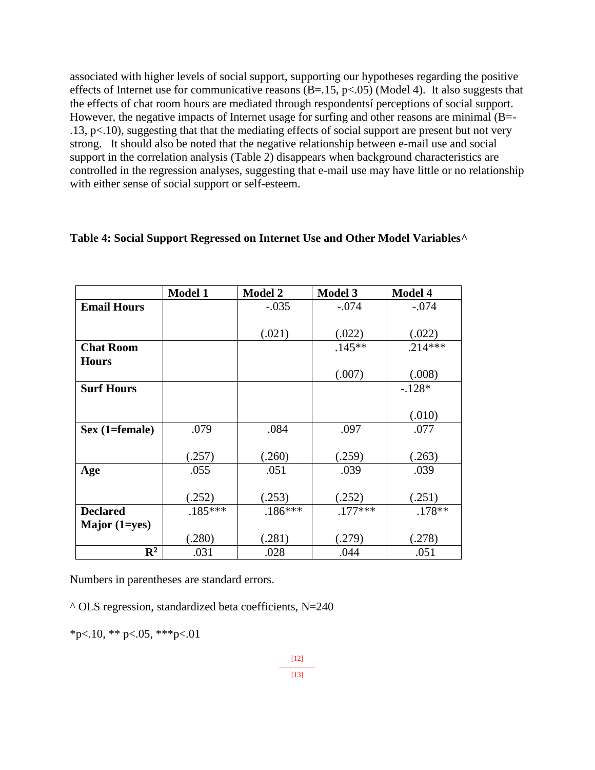associated with higher levels of social support, supporting our hypotheses regarding the positive effects of Internet use for communicative reasons (B=.15, p<.05) (Model 4). It also suggests that the effects of chat room hours are mediated through respondentsí perceptions of social support. However, the negative impacts of Internet usage for surfing and other reasons are minimal (B=-.13, p<.10), suggesting that that the mediating effects of social support are present but not very strong. It should also be noted that the negative relationship between e-mail use and social support in the correlation analysis (Table 2) disappears when background characteristics are controlled in the regression analyses, suggesting that e-mail use may have little or no relationship with either sense of social support or self-esteem.

**Table 4: Social Support Regressed on Internet Use and Other Model Variables^**

| | Model 1 | Model 2 | Model 3 | Model 4 |
|---|---|---|---|---|
| **Email Hours** | | -.035<br>(.021) | -.074<br>(.022) | -.074<br>(.022) |
| **Chat Room Hours** | | | .145**<br>(.007) | .214***<br>(.008) |
| **Surf Hours** | | | | -.128*<br>(.010) |
| **Sex (1=female)** | .079<br>(.257) | .084<br>(.260) | .097<br>(.259) | .077<br>(.263) |
| **Age** | .055<br>(.252) | .051<br>(.253) | .039<br>(.252) | .039<br>(.251) |
| **Declared Major (1=yes)** | .185***<br>(.280) | .186***<br>(.281) | .177***<br>(.279) | .178**<br>(.278) |
| $R^2$ | .031 | .028 | .044 | .051 |

Numbers in parentheses are standard errors.

^ OLS regression, standardized beta coefficients, N=240

*p<.10, ** p<.05, ***p<.01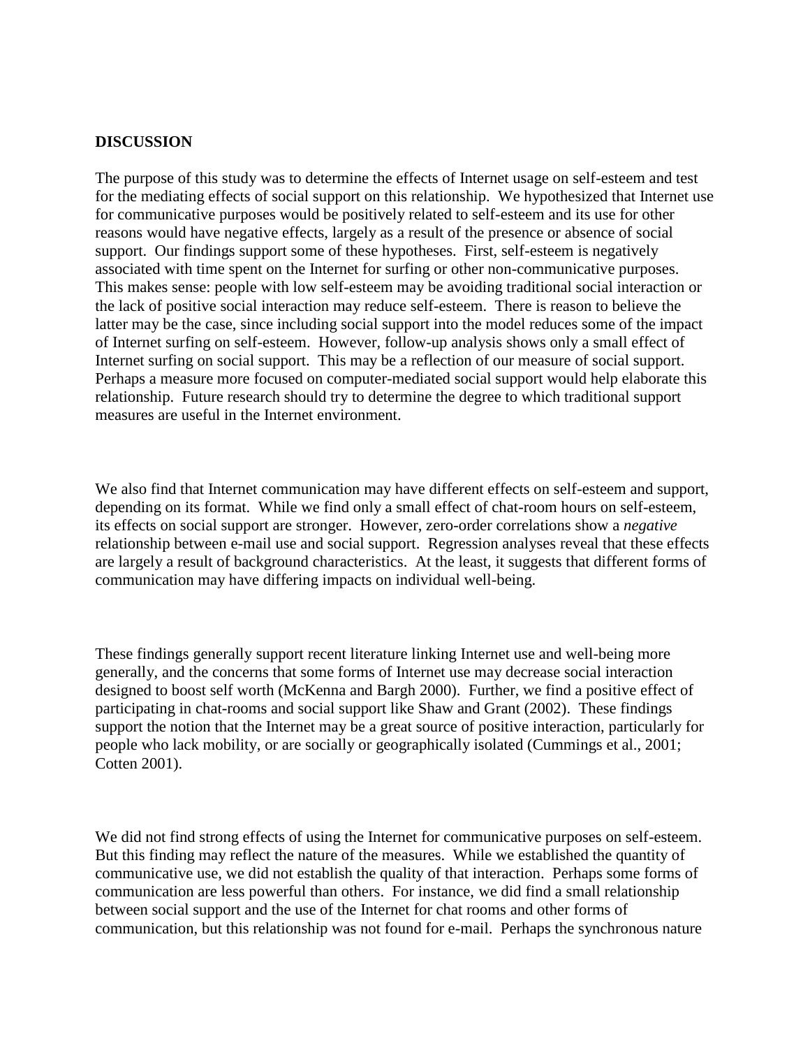**DISCUSSION**

The purpose of this study was to determine the effects of Internet usage on self-esteem and test for the mediating effects of social support on this relationship. We hypothesized that Internet use for communicative purposes would be positively related to self-esteem and its use for other reasons would have negative effects, largely as a result of the presence or absence of social support. Our findings support some of these hypotheses. First, self-esteem is negatively associated with time spent on the Internet for surfing or other non-communicative purposes. This makes sense: people with low self-esteem may be avoiding traditional social interaction or the lack of positive social interaction may reduce self-esteem. There is reason to believe the latter may be the case, since including social support into the model reduces some of the impact of Internet surfing on self-esteem. However, follow-up analysis shows only a small effect of Internet surfing on social support. This may be a reflection of our measure of social support. Perhaps a measure more focused on computer-mediated social support would help elaborate this relationship. Future research should try to determine the degree to which traditional support measures are useful in the Internet environment.

We also find that Internet communication may have different effects on self-esteem and support, depending on its format. While we find only a small effect of chat-room hours on self-esteem, its effects on social support are stronger. However, zero-order correlations show a *negative* relationship between e-mail use and social support. Regression analyses reveal that these effects are largely a result of background characteristics. At the least, it suggests that different forms of communication may have differing impacts on individual well-being.

These findings generally support recent literature linking Internet use and well-being more generally, and the concerns that some forms of Internet use may decrease social interaction designed to boost self worth (McKenna and Bargh 2000). Further, we find a positive effect of participating in chat-rooms and social support like Shaw and Grant (2002). These findings support the notion that the Internet may be a great source of positive interaction, particularly for people who lack mobility, or are socially or geographically isolated (Cummings et al., 2001; Cotten 2001).

We did not find strong effects of using the Internet for communicative purposes on self-esteem. But this finding may reflect the nature of the measures. While we established the quantity of communicative use, we did not establish the quality of that interaction. Perhaps some forms of communication are less powerful than others. For instance, we did find a small relationship between social support and the use of the Internet for chat rooms and other forms of communication, but this relationship was not found for e-mail. Perhaps the synchronous nature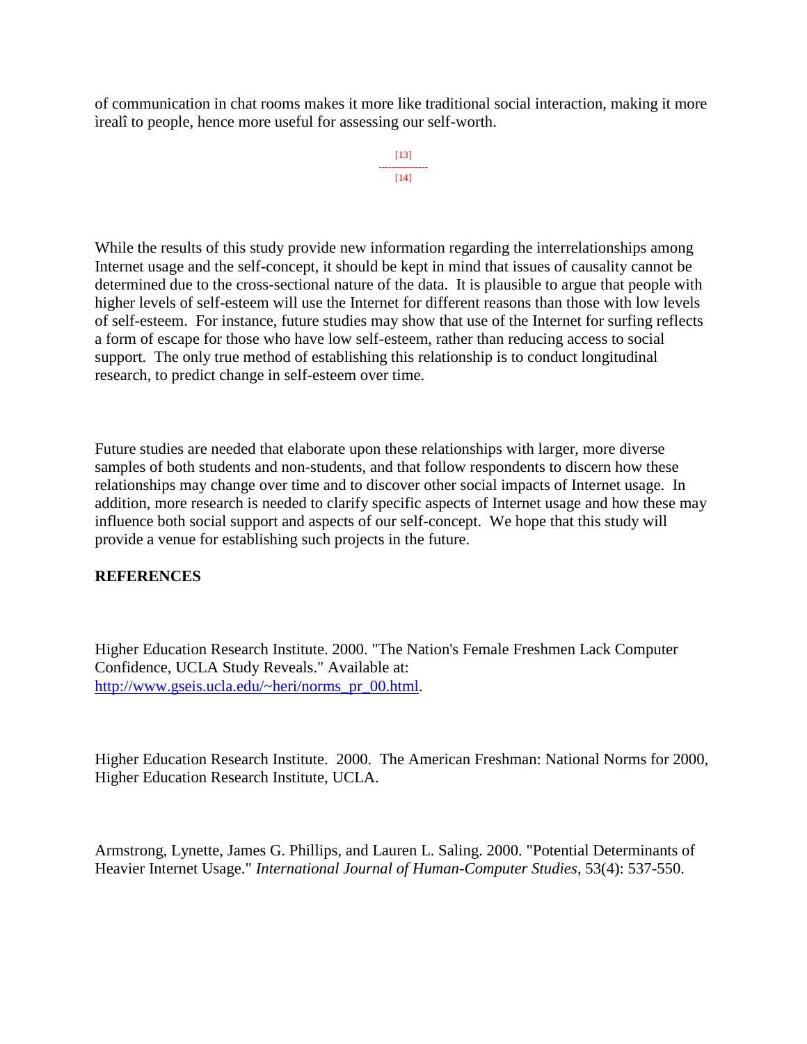of communication in chat rooms makes it more like traditional social interaction, making it more ìrealî to people, hence more useful for assessing our self-worth.

[13]
--------------
[14]

While the results of this study provide new information regarding the interrelationships among Internet usage and the self-concept, it should be kept in mind that issues of causality cannot be determined due to the cross-sectional nature of the data. It is plausible to argue that people with higher levels of self-esteem will use the Internet for different reasons than those with low levels of self-esteem. For instance, future studies may show that use of the Internet for surfing reflects a form of escape for those who have low self-esteem, rather than reducing access to social support. The only true method of establishing this relationship is to conduct longitudinal research, to predict change in self-esteem over time.

Future studies are needed that elaborate upon these relationships with larger, more diverse samples of both students and non-students, and that follow respondents to discern how these relationships may change over time and to discover other social impacts of Internet usage. In addition, more research is needed to clarify specific aspects of Internet usage and how these may influence both social support and aspects of our self-concept. We hope that this study will provide a venue for establishing such projects in the future.

**REFERENCES**

Higher Education Research Institute. 2000. "The Nation's Female Freshmen Lack Computer Confidence, UCLA Study Reveals." Available at: [http://www.gseis.ucla.edu/~heri/norms_pr_00.html](http://www.gseis.ucla.edu/~heri/norms_pr_00.html).

Higher Education Research Institute. 2000. The American Freshman: National Norms for 2000, Higher Education Research Institute, UCLA.

Armstrong, Lynette, James G. Phillips, and Lauren L. Saling. 2000. "Potential Determinants of Heavier Internet Usage." *International Journal of Human-Computer Studies*, 53(4): 537-550.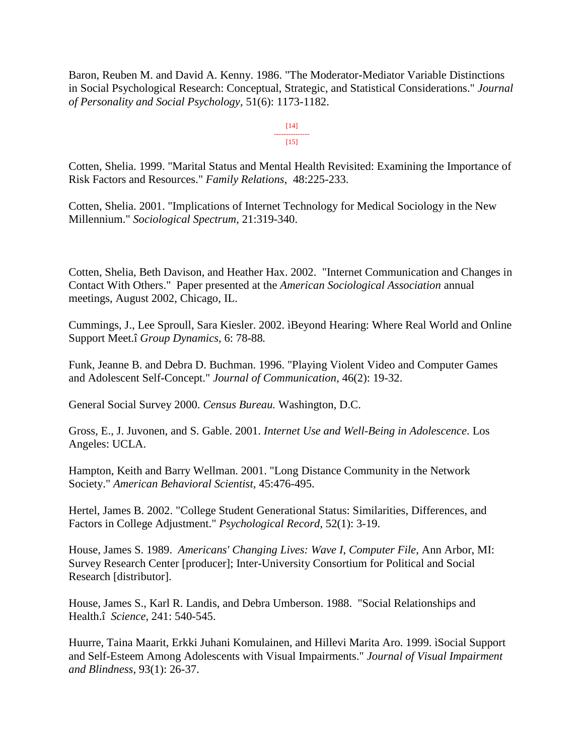Baron, Reuben M. and David A. Kenny. 1986. "The Moderator-Mediator Variable Distinctions in Social Psychological Research: Conceptual, Strategic, and Statistical Considerations." *Journal of Personality and Social Psychology*, 51(6): 1173-1182.

Cotten, Shelia. 1999. "Marital Status and Mental Health Revisited: Examining the Importance of Risk Factors and Resources." *Family Relations*, 48:225-233.

Cotten, Shelia. 2001. "Implications of Internet Technology for Medical Sociology in the New Millennium." *Sociological Spectrum*, 21:319-340.

Cotten, Shelia, Beth Davison, and Heather Hax. 2002. "Internet Communication and Changes in Contact With Others." Paper presented at the *American Sociological Association* annual meetings, August 2002, Chicago, IL.

Cummings, J., Lee Sproull, Sara Kiesler. 2002. ìBeyond Hearing: Where Real World and Online Support Meet.î *Group Dynamics*, 6: 78-88.

Funk, Jeanne B. and Debra D. Buchman. 1996. "Playing Violent Video and Computer Games and Adolescent Self-Concept." *Journal of Communication*, 46(2): 19-32.

General Social Survey 2000. *Census Bureau.* Washington, D.C.

Gross, E., J. Juvonen, and S. Gable. 2001. *Internet Use and Well-Being in Adolescence*. Los Angeles: UCLA.

Hampton, Keith and Barry Wellman. 2001. "Long Distance Community in the Network Society." *American Behavioral Scientist,* 45:476-495.

Hertel, James B. 2002. "College Student Generational Status: Similarities, Differences, and Factors in College Adjustment." *Psychological Record*, 52(1): 3-19.

House, James S. 1989. *Americans' Changing Lives: Wave I*, *Computer File*, Ann Arbor, MI: Survey Research Center [producer]; Inter-University Consortium for Political and Social Research [distributor].

House, James S., Karl R. Landis, and Debra Umberson. 1988. "Social Relationships and Health.î *Science*, 241: 540-545.

Huurre, Taina Maarit, Erkki Juhani Komulainen, and Hillevi Marita Aro. 1999. ìSocial Support and Self-Esteem Among Adolescents with Visual Impairments." *Journal of Visual Impairment and Blindness*, 93(1): 26-37.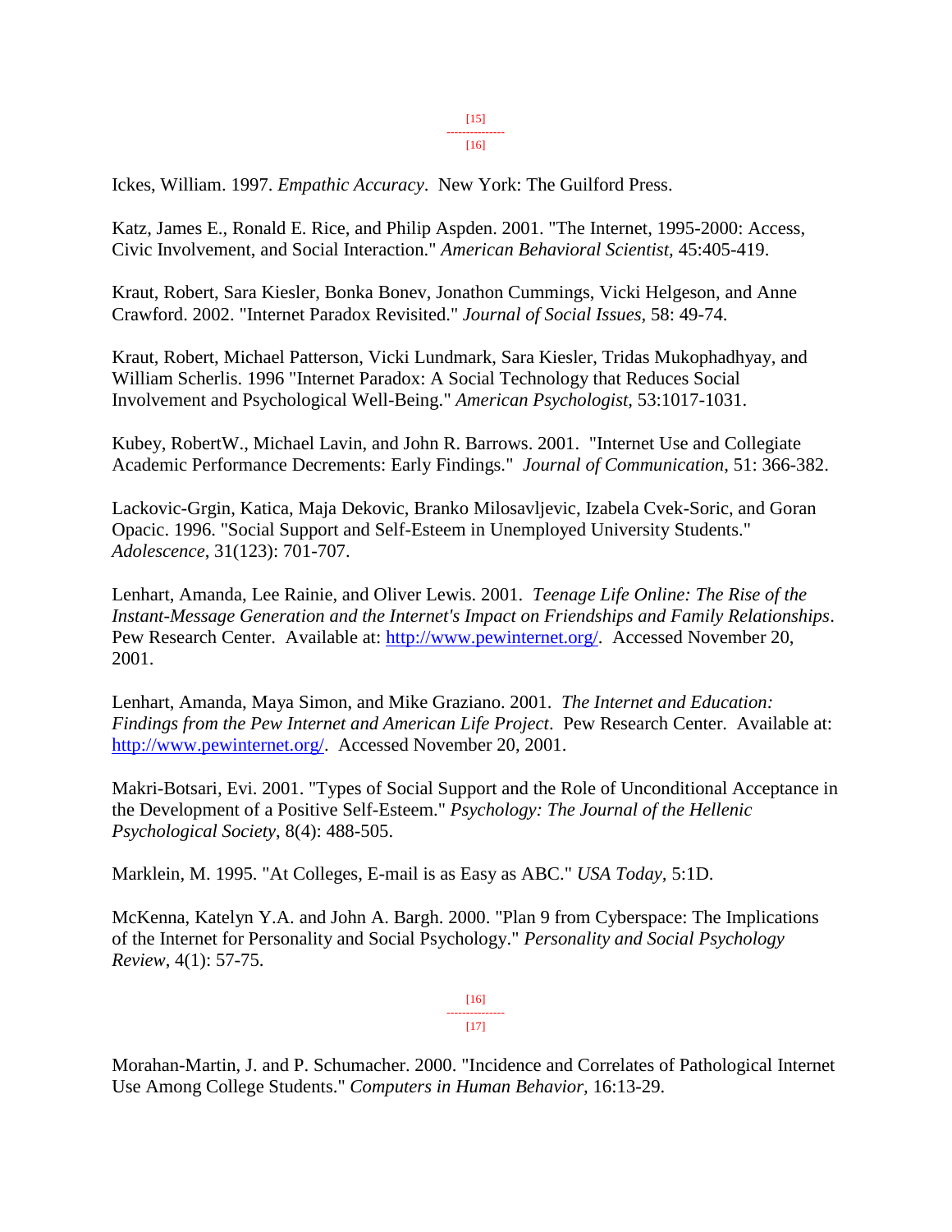Ickes, William. 1997. *Empathic Accuracy*. New York: The Guilford Press.

Katz, James E., Ronald E. Rice, and Philip Aspden. 2001. "The Internet, 1995-2000: Access, Civic Involvement, and Social Interaction." *American Behavioral Scientist,* 45:405-419.

Kraut, Robert, Sara Kiesler, Bonka Bonev, Jonathon Cummings, Vicki Helgeson, and Anne Crawford. 2002. "Internet Paradox Revisited." *Journal of Social Issues,* 58: 49-74.

Kraut, Robert, Michael Patterson, Vicki Lundmark, Sara Kiesler, Tridas Mukophadhyay, and William Scherlis. 1996 "Internet Paradox: A Social Technology that Reduces Social Involvement and Psychological Well-Being." *American Psychologist,* 53:1017-1031.

Kubey, RobertW., Michael Lavin, and John R. Barrows. 2001. "Internet Use and Collegiate Academic Performance Decrements: Early Findings." *Journal of Communication*, 51: 366-382.

Lackovic-Grgin, Katica, Maja Dekovic, Branko Milosavljevic, Izabela Cvek-Soric, and Goran Opacic. 1996. "Social Support and Self-Esteem in Unemployed University Students." *Adolescence*, 31(123): 701-707.

Lenhart, Amanda, Lee Rainie, and Oliver Lewis. 2001. *Teenage Life Online: The Rise of the Instant-Message Generation and the Internet's Impact on Friendships and Family Relationships*. Pew Research Center. Available at: http://www.pewinternet.org/. Accessed November 20, 2001.

Lenhart, Amanda, Maya Simon, and Mike Graziano. 2001. *The Internet and Education: Findings from the Pew Internet and American Life Project*. Pew Research Center. Available at: http://www.pewinternet.org/. Accessed November 20, 2001.

Makri-Botsari, Evi. 2001. "Types of Social Support and the Role of Unconditional Acceptance in the Development of a Positive Self-Esteem." *Psychology: The Journal of the Hellenic Psychological Society*, 8(4): 488-505.

Marklein, M. 1995. "At Colleges, E-mail is as Easy as ABC." *USA Today,* 5:1D.

McKenna, Katelyn Y.A. and John A. Bargh. 2000. "Plan 9 from Cyberspace: The Implications of the Internet for Personality and Social Psychology." *Personality and Social Psychology Review*, 4(1): 57-75.

Morahan-Martin, J. and P. Schumacher. 2000. "Incidence and Correlates of Pathological Internet Use Among College Students." *Computers in Human Behavior,* 16:13-29.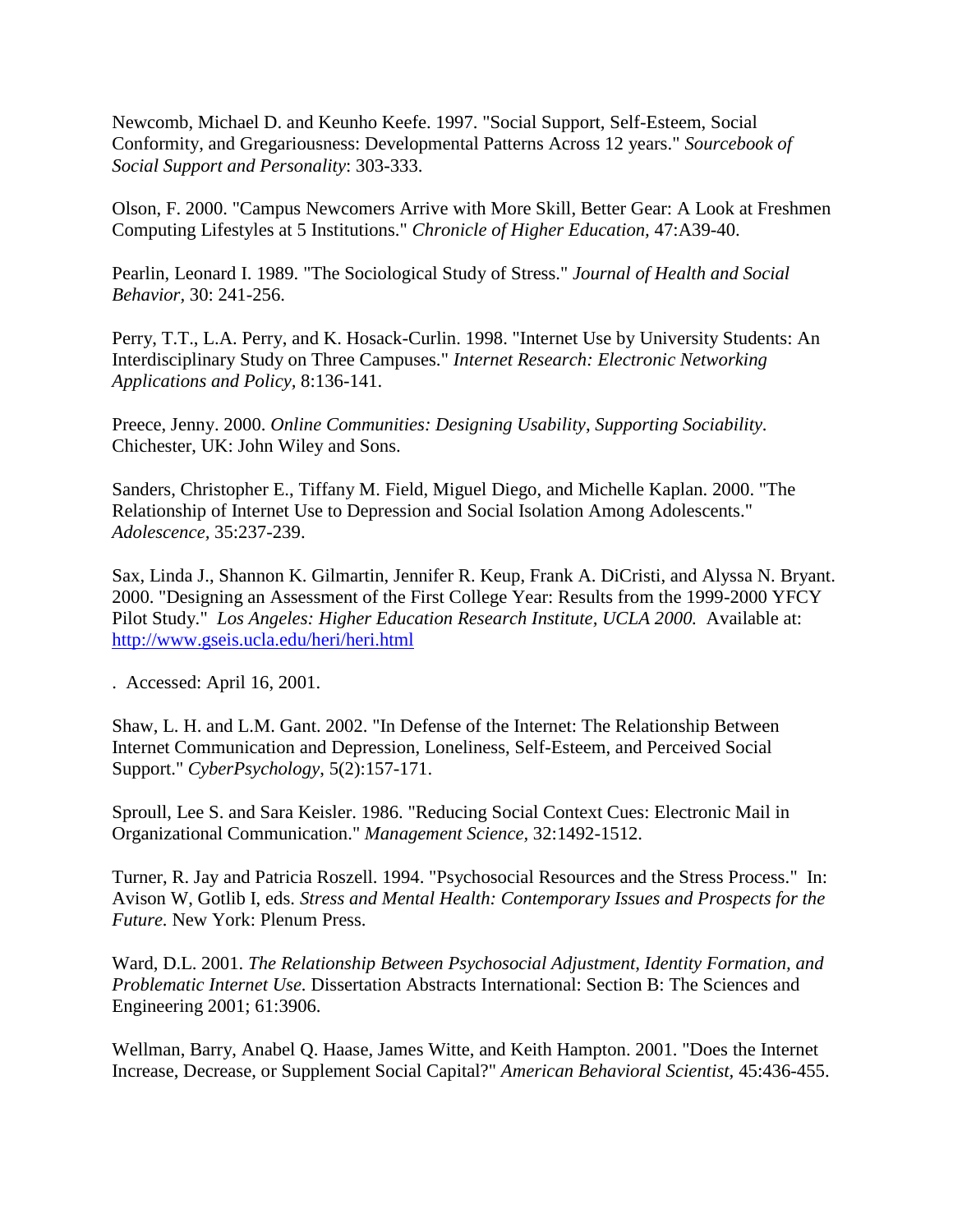Newcomb, Michael D. and Keunho Keefe. 1997. "Social Support, Self-Esteem, Social Conformity, and Gregariousness: Developmental Patterns Across 12 years." *Sourcebook of Social Support and Personality*: 303-333.

Olson, F. 2000. "Campus Newcomers Arrive with More Skill, Better Gear: A Look at Freshmen Computing Lifestyles at 5 Institutions." *Chronicle of Higher Education*, 47:A39-40.

Pearlin, Leonard I. 1989. "The Sociological Study of Stress." *Journal of Health and Social Behavior*, 30: 241-256.

Perry, T.T., L.A. Perry, and K. Hosack-Curlin. 1998. "Internet Use by University Students: An Interdisciplinary Study on Three Campuses." *Internet Research: Electronic Networking Applications and Policy*, 8:136-141.

Preece, Jenny. 2000. *Online Communities: Designing Usability, Supporting Sociability.* Chichester, UK: John Wiley and Sons.

Sanders, Christopher E., Tiffany M. Field, Miguel Diego, and Michelle Kaplan. 2000. "The Relationship of Internet Use to Depression and Social Isolation Among Adolescents." *Adolescence*, 35:237-239.

Sax, Linda J., Shannon K. Gilmartin, Jennifer R. Keup, Frank A. DiCristi, and Alyssa N. Bryant. 2000. "Designing an Assessment of the First College Year: Results from the 1999-2000 YFCY Pilot Study." *Los Angeles: Higher Education Research Institute, UCLA 2000.* Available at: http://www.gseis.ucla.edu/heri/heri.html

. Accessed: April 16, 2001.

Shaw, L. H. and L.M. Gant. 2002. "In Defense of the Internet: The Relationship Between Internet Communication and Depression, Loneliness, Self-Esteem, and Perceived Social Support." *CyberPsychology*, 5(2):157-171.

Sproull, Lee S. and Sara Keisler. 1986. "Reducing Social Context Cues: Electronic Mail in Organizational Communication." *Management Science*, 32:1492-1512.

Turner, R. Jay and Patricia Roszell. 1994. "Psychosocial Resources and the Stress Process." In: Avison W, Gotlib I, eds. *Stress and Mental Health: Contemporary Issues and Prospects for the Future.* New York: Plenum Press.

Ward, D.L. 2001. *The Relationship Between Psychosocial Adjustment, Identity Formation, and Problematic Internet Use.* Dissertation Abstracts International: Section B: The Sciences and Engineering 2001; 61:3906.

Wellman, Barry, Anabel Q. Haase, James Witte, and Keith Hampton. 2001. "Does the Internet Increase, Decrease, or Supplement Social Capital?" *American Behavioral Scientist*, 45:436-455.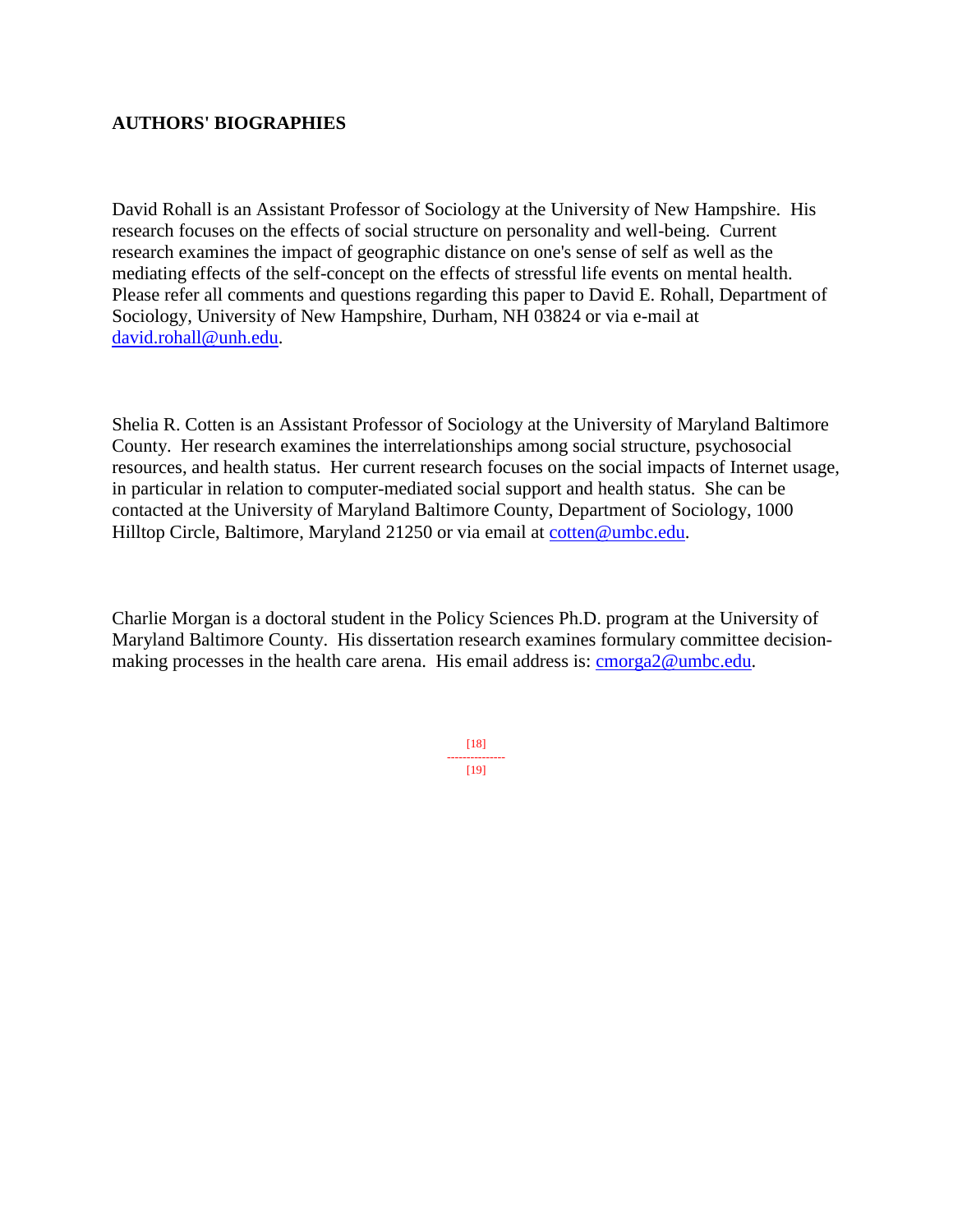**AUTHORS' BIOGRAPHIES**

David Rohall is an Assistant Professor of Sociology at the University of New Hampshire. His research focuses on the effects of social structure on personality and well-being. Current research examines the impact of geographic distance on one's sense of self as well as the mediating effects of the self-concept on the effects of stressful life events on mental health. Please refer all comments and questions regarding this paper to David E. Rohall, Department of Sociology, University of New Hampshire, Durham, NH 03824 or via e-mail at david.rohall@unh.edu.

Shelia R. Cotten is an Assistant Professor of Sociology at the University of Maryland Baltimore County. Her research examines the interrelationships among social structure, psychosocial resources, and health status. Her current research focuses on the social impacts of Internet usage, in particular in relation to computer-mediated social support and health status. She can be contacted at the University of Maryland Baltimore County, Department of Sociology, 1000 Hilltop Circle, Baltimore, Maryland 21250 or via email at cotten@umbc.edu.

Charlie Morgan is a doctoral student in the Policy Sciences Ph.D. program at the University of Maryland Baltimore County. His dissertation research examines formulary committee decision-making processes in the health care arena. His email address is: cmorga2@umbc.edu.